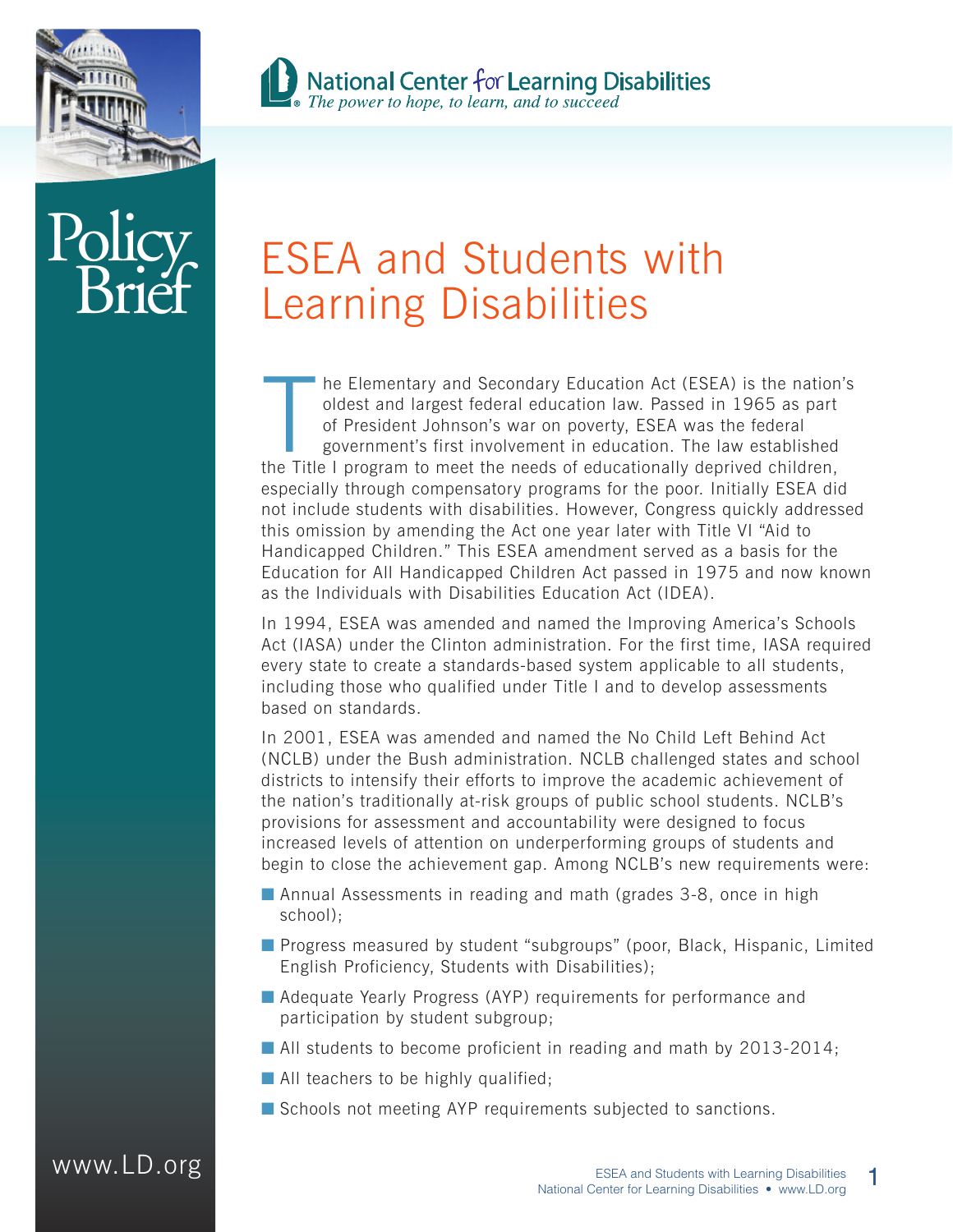National Center for Learning Disabilities
*The power to hope, to learn, and to succeed*

Policy Brief

# ESEA and Students with Learning Disabilities

The Elementary and Secondary Education Act (ESEA) is the nation's oldest and largest federal education law. Passed in 1965 as part of President Johnson's war on poverty, ESEA was the federal government's first involvement in education. The law established the Title I program to meet the needs of educationally deprived children, especially through compensatory programs for the poor. Initially ESEA did not include students with disabilities. However, Congress quickly addressed this omission by amending the Act one year later with Title VI "Aid to Handicapped Children." This ESEA amendment served as a basis for the Education for All Handicapped Children Act passed in 1975 and now known as the Individuals with Disabilities Education Act (IDEA).

In 1994, ESEA was amended and named the Improving America's Schools Act (IASA) under the Clinton administration. For the first time, IASA required every state to create a standards-based system applicable to all students, including those who qualified under Title I and to develop assessments based on standards.

In 2001, ESEA was amended and named the No Child Left Behind Act (NCLB) under the Bush administration. NCLB challenged states and school districts to intensify their efforts to improve the academic achievement of the nation's traditionally at-risk groups of public school students. NCLB's provisions for assessment and accountability were designed to focus increased levels of attention on underperforming groups of students and begin to close the achievement gap. Among NCLB's new requirements were:

- Annual Assessments in reading and math (grades 3-8, once in high school);
- Progress measured by student "subgroups" (poor, Black, Hispanic, Limited English Proficiency, Students with Disabilities);
- Adequate Yearly Progress (AYP) requirements for performance and participation by student subgroup;
- All students to become proficient in reading and math by 2013-2014;
- All teachers to be highly qualified;
- Schools not meeting AYP requirements subjected to sanctions.

www.LD.org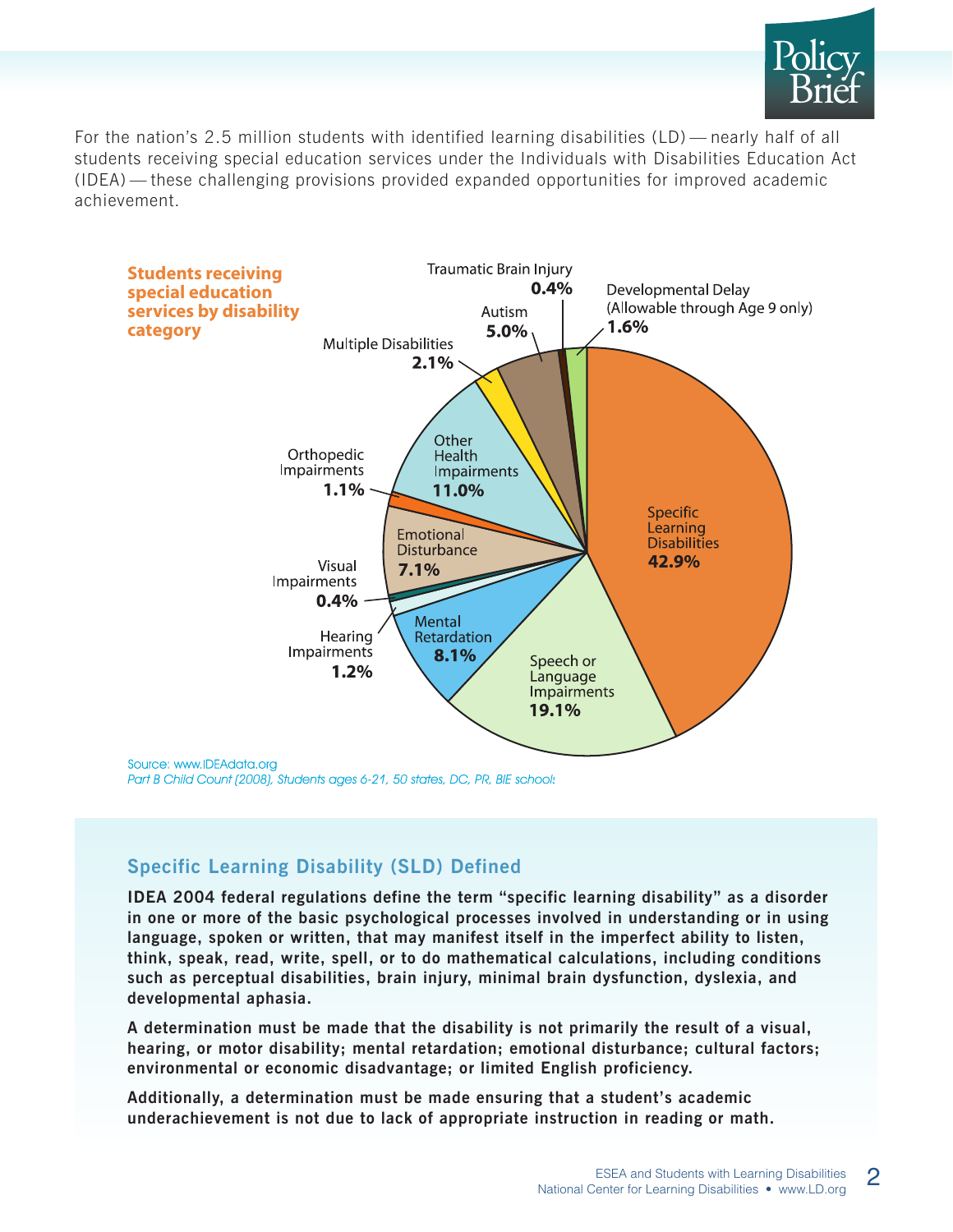For the nation's 2.5 million students with identified learning disabilities (LD) — nearly half of all students receiving special education services under the Individuals with Disabilities Education Act (IDEA) — these challenging provisions provided expanded opportunities for improved academic achievement.

**Students receiving special education services by disability category**

| Disability Category | Percentage |
|---|---|
| Specific Learning Disabilities | 42.9% |
| Speech or Language Impairments | 19.1% |
| Other Health Impairments | 11.0% |
| Mental Retardation | 8.1% |
| Emotional Disturbance | 7.1% |
| Autism | 5.0% |
| Multiple Disabilities | 2.1% |
| Developmental Delay (Allowable through Age 9 only) | 1.6% |
| Hearing Impairments | 1.2% |
| Orthopedic Impairments | 1.1% |
| Traumatic Brain Injury | 0.4% |
| Visual Impairments | 0.4% |

Source: www.IDEAdata.org
*Part B Child Count (2008), Students ages 6-21, 50 states, DC, PR, BIE schools*

## Specific Learning Disability (SLD) Defined

**IDEA 2004 federal regulations define the term "specific learning disability" as a disorder in one or more of the basic psychological processes involved in understanding or in using language, spoken or written, that may manifest itself in the imperfect ability to listen, think, speak, read, write, spell, or to do mathematical calculations, including conditions such as perceptual disabilities, brain injury, minimal brain dysfunction, dyslexia, and developmental aphasia.**

**A determination must be made that the disability is not primarily the result of a visual, hearing, or motor disability; mental retardation; emotional disturbance; cultural factors; environmental or economic disadvantage; or limited English proficiency.**

**Additionally, a determination must be made ensuring that a student's academic underachievement is not due to lack of appropriate instruction in reading or math.**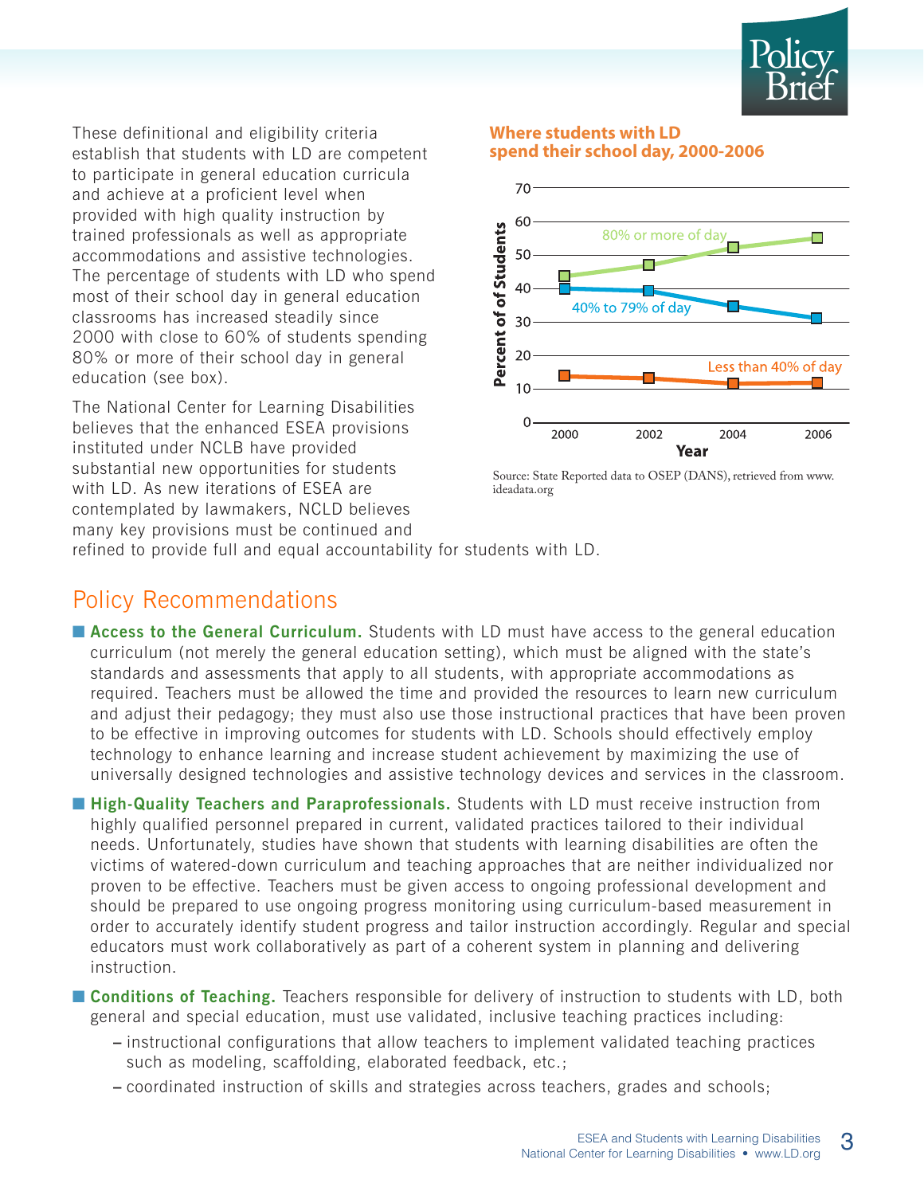These definitional and eligibility criteria establish that students with LD are competent to participate in general education curricula and achieve at a proficient level when provided with high quality instruction by trained professionals as well as appropriate accommodations and assistive technologies. The percentage of students with LD who spend most of their school day in general education classrooms has increased steadily since 2000 with close to 60% of students spending 80% or more of their school day in general education (see box).

The National Center for Learning Disabilities believes that the enhanced ESEA provisions instituted under NCLB have provided substantial new opportunities for students with LD. As new iterations of ESEA are contemplated by lawmakers, NCLD believes many key provisions must be continued and refined to provide full and equal accountability for students with LD.

**Where students with LD spend their school day, 2000-2006**

Source: State Reported data to OSEP (DANS), retrieved from www.ideadata.org

## Policy Recommendations

- **Access to the General Curriculum.** Students with LD must have access to the general education curriculum (not merely the general education setting), which must be aligned with the state's standards and assessments that apply to all students, with appropriate accommodations as required. Teachers must be allowed the time and provided the resources to learn new curriculum and adjust their pedagogy; they must also use those instructional practices that have been proven to be effective in improving outcomes for students with LD. Schools should effectively employ technology to enhance learning and increase student achievement by maximizing the use of universally designed technologies and assistive technology devices and services in the classroom.

- **High-Quality Teachers and Paraprofessionals.** Students with LD must receive instruction from highly qualified personnel prepared in current, validated practices tailored to their individual needs. Unfortunately, studies have shown that students with learning disabilities are often the victims of watered-down curriculum and teaching approaches that are neither individualized nor proven to be effective. Teachers must be given access to ongoing professional development and should be prepared to use ongoing progress monitoring using curriculum-based measurement in order to accurately identify student progress and tailor instruction accordingly. Regular and special educators must work collaboratively as part of a coherent system in planning and delivering instruction.

- **Conditions of Teaching.** Teachers responsible for delivery of instruction to students with LD, both general and special education, must use validated, inclusive teaching practices including:
  - instructional configurations that allow teachers to implement validated teaching practices such as modeling, scaffolding, elaborated feedback, etc.;
  - coordinated instruction of skills and strategies across teachers, grades and schools;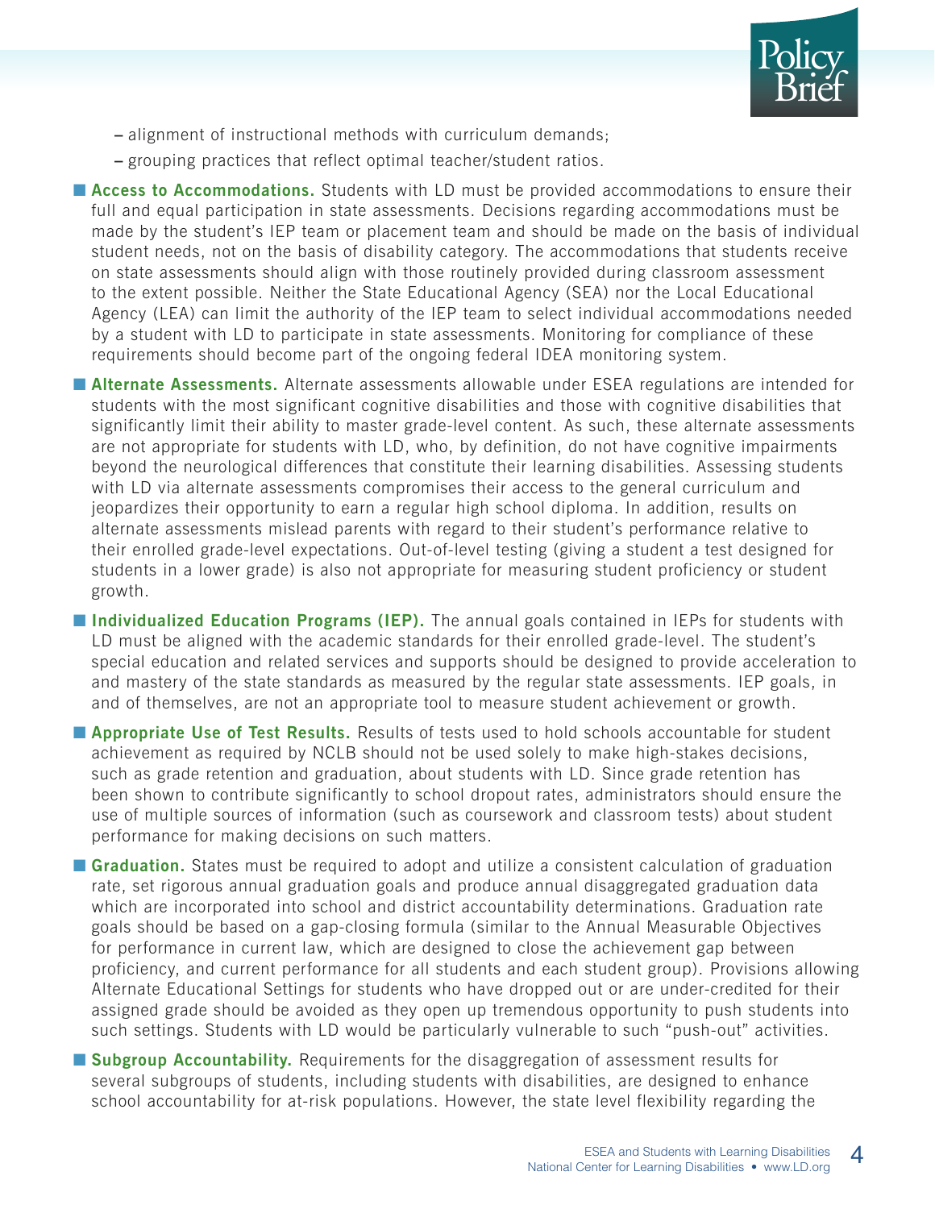- alignment of instructional methods with curriculum demands;
  - grouping practices that reflect optimal teacher/student ratios.

- **Access to Accommodations.** Students with LD must be provided accommodations to ensure their full and equal participation in state assessments. Decisions regarding accommodations must be made by the student's IEP team or placement team and should be made on the basis of individual student needs, not on the basis of disability category. The accommodations that students receive on state assessments should align with those routinely provided during classroom assessment to the extent possible. Neither the State Educational Agency (SEA) nor the Local Educational Agency (LEA) can limit the authority of the IEP team to select individual accommodations needed by a student with LD to participate in state assessments. Monitoring for compliance of these requirements should become part of the ongoing federal IDEA monitoring system.

- **Alternate Assessments.** Alternate assessments allowable under ESEA regulations are intended for students with the most significant cognitive disabilities and those with cognitive disabilities that significantly limit their ability to master grade-level content. As such, these alternate assessments are not appropriate for students with LD, who, by definition, do not have cognitive impairments beyond the neurological differences that constitute their learning disabilities. Assessing students with LD via alternate assessments compromises their access to the general curriculum and jeopardizes their opportunity to earn a regular high school diploma. In addition, results on alternate assessments mislead parents with regard to their student's performance relative to their enrolled grade-level expectations. Out-of-level testing (giving a student a test designed for students in a lower grade) is also not appropriate for measuring student proficiency or student growth.

- **Individualized Education Programs (IEP).** The annual goals contained in IEPs for students with LD must be aligned with the academic standards for their enrolled grade-level. The student's special education and related services and supports should be designed to provide acceleration to and mastery of the state standards as measured by the regular state assessments. IEP goals, in and of themselves, are not an appropriate tool to measure student achievement or growth.

- **Appropriate Use of Test Results.** Results of tests used to hold schools accountable for student achievement as required by NCLB should not be used solely to make high-stakes decisions, such as grade retention and graduation, about students with LD. Since grade retention has been shown to contribute significantly to school dropout rates, administrators should ensure the use of multiple sources of information (such as coursework and classroom tests) about student performance for making decisions on such matters.

- **Graduation.** States must be required to adopt and utilize a consistent calculation of graduation rate, set rigorous annual graduation goals and produce annual disaggregated graduation data which are incorporated into school and district accountability determinations. Graduation rate goals should be based on a gap-closing formula (similar to the Annual Measurable Objectives for performance in current law, which are designed to close the achievement gap between proficiency, and current performance for all students and each student group). Provisions allowing Alternate Educational Settings for students who have dropped out or are under-credited for their assigned grade should be avoided as they open up tremendous opportunity to push students into such settings. Students with LD would be particularly vulnerable to such "push-out" activities.

- **Subgroup Accountability.** Requirements for the disaggregation of assessment results for several subgroups of students, including students with disabilities, are designed to enhance school accountability for at-risk populations. However, the state level flexibility regarding the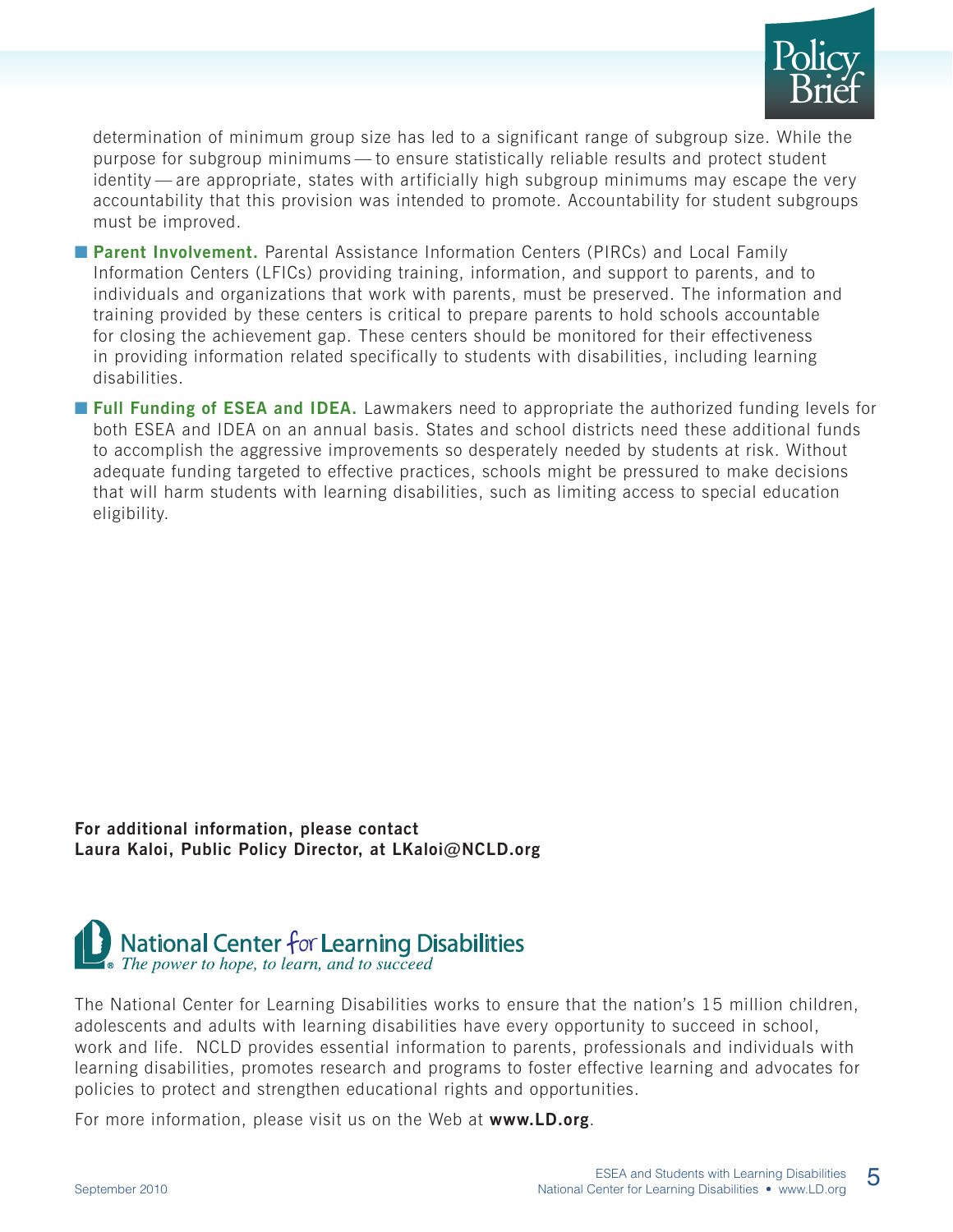determination of minimum group size has led to a significant range of subgroup size. While the purpose for subgroup minimums — to ensure statistically reliable results and protect student identity — are appropriate, states with artificially high subgroup minimums may escape the very accountability that this provision was intended to promote. Accountability for student subgroups must be improved.

- **Parent Involvement.** Parental Assistance Information Centers (PIRCs) and Local Family Information Centers (LFICs) providing training, information, and support to parents, and to individuals and organizations that work with parents, must be preserved. The information and training provided by these centers is critical to prepare parents to hold schools accountable for closing the achievement gap. These centers should be monitored for their effectiveness in providing information related specifically to students with disabilities, including learning disabilities.
- **Full Funding of ESEA and IDEA.** Lawmakers need to appropriate the authorized funding levels for both ESEA and IDEA on an annual basis. States and school districts need these additional funds to accomplish the aggressive improvements so desperately needed by students at risk. Without adequate funding targeted to effective practices, schools might be pressured to make decisions that will harm students with learning disabilities, such as limiting access to special education eligibility.

**For additional information, please contact**
**Laura Kaloi, Public Policy Director, at LKaloi@NCLD.org**

National Center for Learning Disabilities
*The power to hope, to learn, and to succeed*

The National Center for Learning Disabilities works to ensure that the nation's 15 million children, adolescents and adults with learning disabilities have every opportunity to succeed in school, work and life. NCLD provides essential information to parents, professionals and individuals with learning disabilities, promotes research and programs to foster effective learning and advocates for policies to protect and strengthen educational rights and opportunities.

For more information, please visit us on the Web at **www.LD.org**.

September 2010